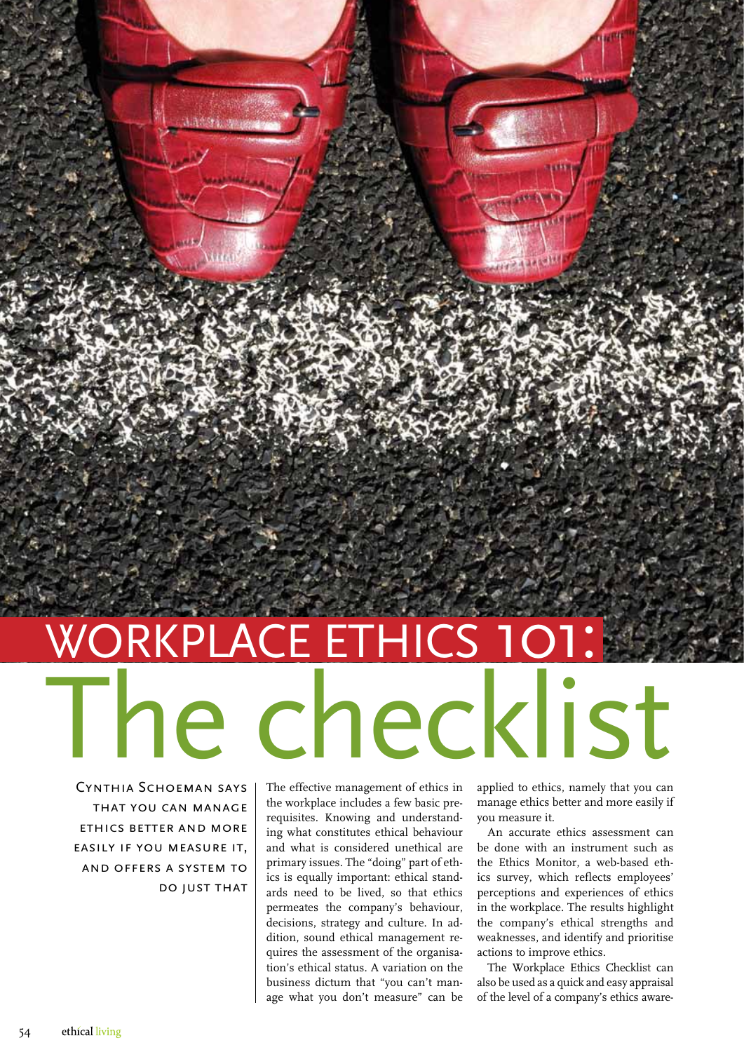# WORKPLACE ETHICS 101: The checklist

**Cynthia Schoeman says that you can manage ethics better and more easily if you measure it, and offers a system to do just that**

The effective management of ethics in the workplace includes a few basic prerequisites. Knowing and understanding what constitutes ethical behaviour and what is considered unethical are primary issues. The "doing" part of ethics is equally important: ethical standards need to be lived, so that ethics permeates the company's behaviour, decisions, strategy and culture. In addition, sound ethical management requires the assessment of the organisation's ethical status. A variation on the business dictum that "you can't manage what you don't measure" can be applied to ethics, namely that you can manage ethics better and more easily if you measure it.

An accurate ethics assessment can be done with an instrument such as the Ethics Monitor, a web-based ethics survey, which reflects employees' perceptions and experiences of ethics in the workplace. The results highlight the company's ethical strengths and weaknesses, and identify and prioritise actions to improve ethics.

The Workplace Ethics Checklist can also be used as a quick and easy appraisal of the level of a company's ethics aware-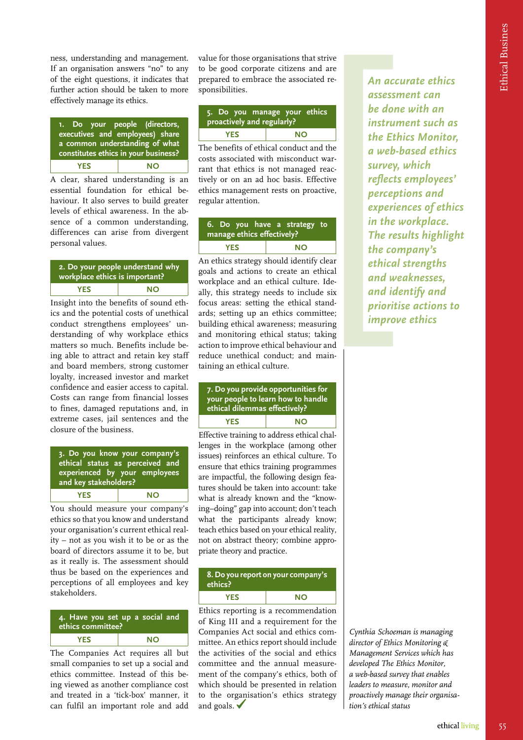ness, understanding and management. If an organisation answers "no" to any of the eight questions, it indicates that further action should be taken to more effectively manage its ethics.

**1. Do your people (directors, executives and employees) share a common understanding of what constitutes ethics in your business?**

| YES | NO |
|---|---|

A clear, shared understanding is an essential foundation for ethical behaviour. It also serves to build greater levels of ethical awareness. In the absence of a common understanding, differences can arise from divergent personal values.

**2. Do your people understand why workplace ethics is important?**

| YES | NO |
|---|---|

Insight into the benefits of sound ethics and the potential costs of unethical conduct strengthens employees' understanding of why workplace ethics matters so much. Benefits include being able to attract and retain key staff and board members, strong customer loyalty, increased investor and market confidence and easier access to capital. Costs can range from financial losses to fines, damaged reputations and, in extreme cases, jail sentences and the closure of the business.

**3. Do you know your company's ethical status as perceived and experienced by your employees and key stakeholders?**

| YES | NO |
|---|---|

You should measure your company's ethics so that you know and understand your organisation's current ethical reality – not as you wish it to be or as the board of directors assume it to be, but as it really is. The assessment should thus be based on the experiences and perceptions of all employees and key stakeholders.

**4. Have you set up a social and ethics committee?**

| YES | NO |
|---|---|

The Companies Act requires all but small companies to set up a social and ethics committee. Instead of this being viewed as another compliance cost and treated in a 'tick-box' manner, it can fulfil an important role and add value for those organisations that strive to be good corporate citizens and are prepared to embrace the associated responsibilities.

**5. Do you manage your ethics proactively and regularly?**

| YES | NO |
|---|---|

The benefits of ethical conduct and the costs associated with misconduct warrant that ethics is not managed reactively or on an ad hoc basis. Effective ethics management rests on proactive, regular attention.

**6. Do you have a strategy to manage ethics effectively?**

| YES | NO |
|---|---|

An ethics strategy should identify clear goals and actions to create an ethical workplace and an ethical culture. Ideally, this strategy needs to include six focus areas: setting the ethical standards; setting up an ethics committee; building ethical awareness; measuring and monitoring ethical status; taking action to improve ethical behaviour and reduce unethical conduct; and maintaining an ethical culture.

**7. Do you provide opportunities for your people to learn how to handle ethical dilemmas effectively?**

| YES | NO |
|---|---|

Effective training to address ethical challenges in the workplace (among other issues) reinforces an ethical culture. To ensure that ethics training programmes are impactful, the following design features should be taken into account: take what is already known and the "knowing–doing" gap into account; don't teach what the participants already know; teach ethics based on your ethical reality, not on abstract theory; combine appropriate theory and practice.

**8. Do you report on your company's ethics?**

| YES | NO |
|---|---|

Ethics reporting is a recommendation of King III and a requirement for the Companies Act social and ethics committee. An ethics report should include the activities of the social and ethics committee and the annual measurement of the company's ethics, both of which should be presented in relation to the organisation's ethics strategy and goals. ✓

***An accurate ethics assessment can be done with an instrument such as the Ethics Monitor, a web-based ethics survey, which reflects employees' perceptions and experiences of ethics in the workplace. The results highlight the company's ethical strengths and weaknesses, and identify and prioritise actions to improve ethics***

*Cynthia Schoeman is managing director of Ethics Monitoring & Management Services which has developed The Ethics Monitor, a web-based survey that enables leaders to measure, monitor and proactively manage their organisation's ethical status*